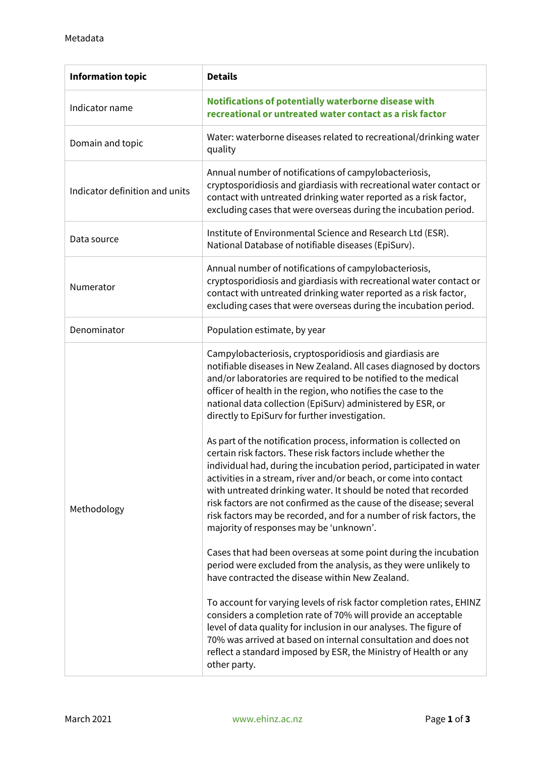Metadata

| Information topic | Details |
| --- | --- |
| Indicator name | **Notifications of potentially waterborne disease with recreational or untreated water contact as a risk factor** |
| Domain and topic | Water: waterborne diseases related to recreational/drinking water quality |
| Indicator definition and units | Annual number of notifications of campylobacteriosis, cryptosporidiosis and giardiasis with recreational water contact or contact with untreated drinking water reported as a risk factor, excluding cases that were overseas during the incubation period. |
| Data source | Institute of Environmental Science and Research Ltd (ESR). National Database of notifiable diseases (EpiSurv). |
| Numerator | Annual number of notifications of campylobacteriosis, cryptosporidiosis and giardiasis with recreational water contact or contact with untreated drinking water reported as a risk factor, excluding cases that were overseas during the incubation period. |
| Denominator | Population estimate, by year |
| Methodology | Campylobacteriosis, cryptosporidiosis and giardiasis are notifiable diseases in New Zealand. All cases diagnosed by doctors and/or laboratories are required to be notified to the medical officer of health in the region, who notifies the case to the national data collection (EpiSurv) administered by ESR, or directly to EpiSurv for further investigation.<br><br>As part of the notification process, information is collected on certain risk factors. These risk factors include whether the individual had, during the incubation period, participated in water activities in a stream, river and/or beach, or come into contact with untreated drinking water. It should be noted that recorded risk factors are not confirmed as the cause of the disease; several risk factors may be recorded, and for a number of risk factors, the majority of responses may be 'unknown'.<br><br>Cases that had been overseas at some point during the incubation period were excluded from the analysis, as they were unlikely to have contracted the disease within New Zealand.<br><br>To account for varying levels of risk factor completion rates, EHINZ considers a completion rate of 70% will provide an acceptable level of data quality for inclusion in our analyses. The figure of 70% was arrived at based on internal consultation and does not reflect a standard imposed by ESR, the Ministry of Health or any other party. |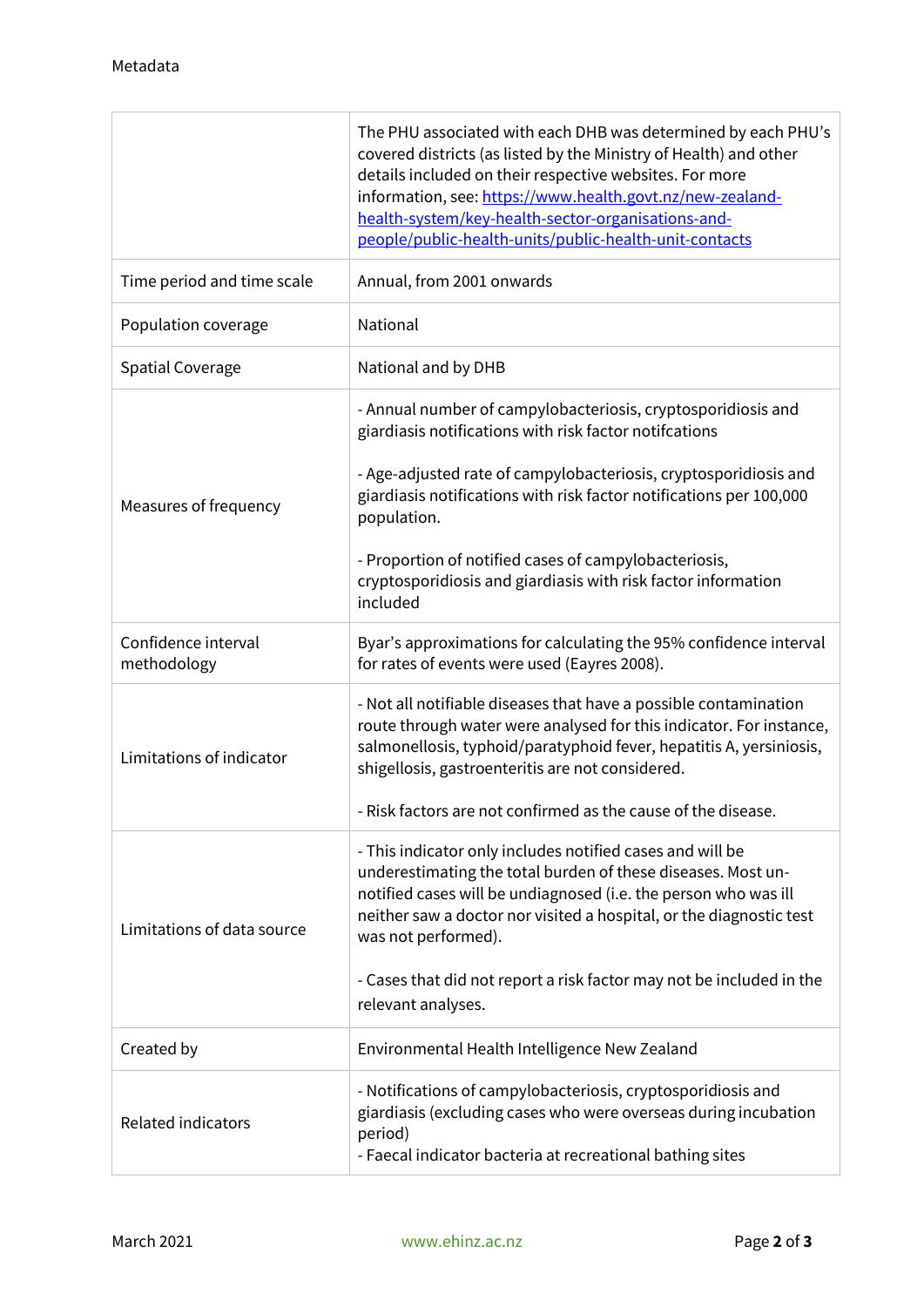| | |
|---|---|
| | The PHU associated with each DHB was determined by each PHU's covered districts (as listed by the Ministry of Health) and other details included on their respective websites. For more information, see: https://www.health.govt.nz/new-zealand-health-system/key-health-sector-organisations-and-people/public-health-units/public-health-unit-contacts |
| Time period and time scale | Annual, from 2001 onwards |
| Population coverage | National |
| Spatial Coverage | National and by DHB |
| Measures of frequency | - Annual number of campylobacteriosis, cryptosporidiosis and giardiasis notifications with risk factor notifcations<br><br>- Age-adjusted rate of campylobacteriosis, cryptosporidiosis and giardiasis notifications with risk factor notifications per 100,000 population.<br><br>- Proportion of notified cases of campylobacteriosis, cryptosporidiosis and giardiasis with risk factor information included |
| Confidence interval methodology | Byar's approximations for calculating the 95% confidence interval for rates of events were used (Eayres 2008). |
| Limitations of indicator | - Not all notifiable diseases that have a possible contamination route through water were analysed for this indicator. For instance, salmonellosis, typhoid/paratyphoid fever, hepatitis A, yersiniosis, shigellosis, gastroenteritis are not considered.<br><br>- Risk factors are not confirmed as the cause of the disease. |
| Limitations of data source | - This indicator only includes notified cases and will be underestimating the total burden of these diseases. Most un-notified cases will be undiagnosed (i.e. the person who was ill neither saw a doctor nor visited a hospital, or the diagnostic test was not performed).<br><br>- Cases that did not report a risk factor may not be included in the relevant analyses. |
| Created by | Environmental Health Intelligence New Zealand |
| Related indicators | - Notifications of campylobacteriosis, cryptosporidiosis and giardiasis (excluding cases who were overseas during incubation period)<br>- Faecal indicator bacteria at recreational bathing sites |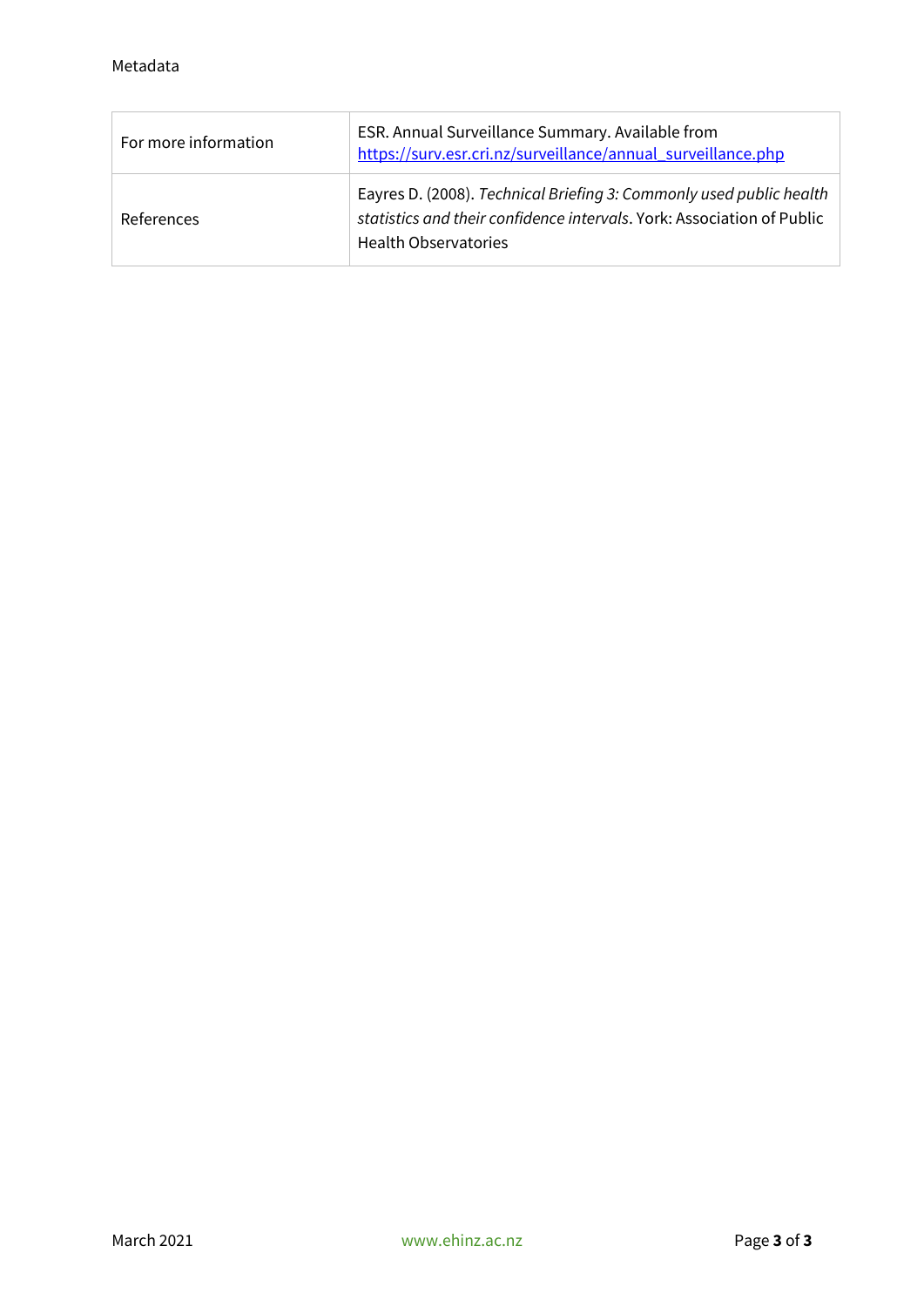| | |
|---|---|
| For more information | ESR. Annual Surveillance Summary. Available from https://surv.esr.cri.nz/surveillance/annual_surveillance.php |
| References | Eayres D. (2008). *Technical Briefing 3: Commonly used public health statistics and their confidence intervals*. York: Association of Public Health Observatories |